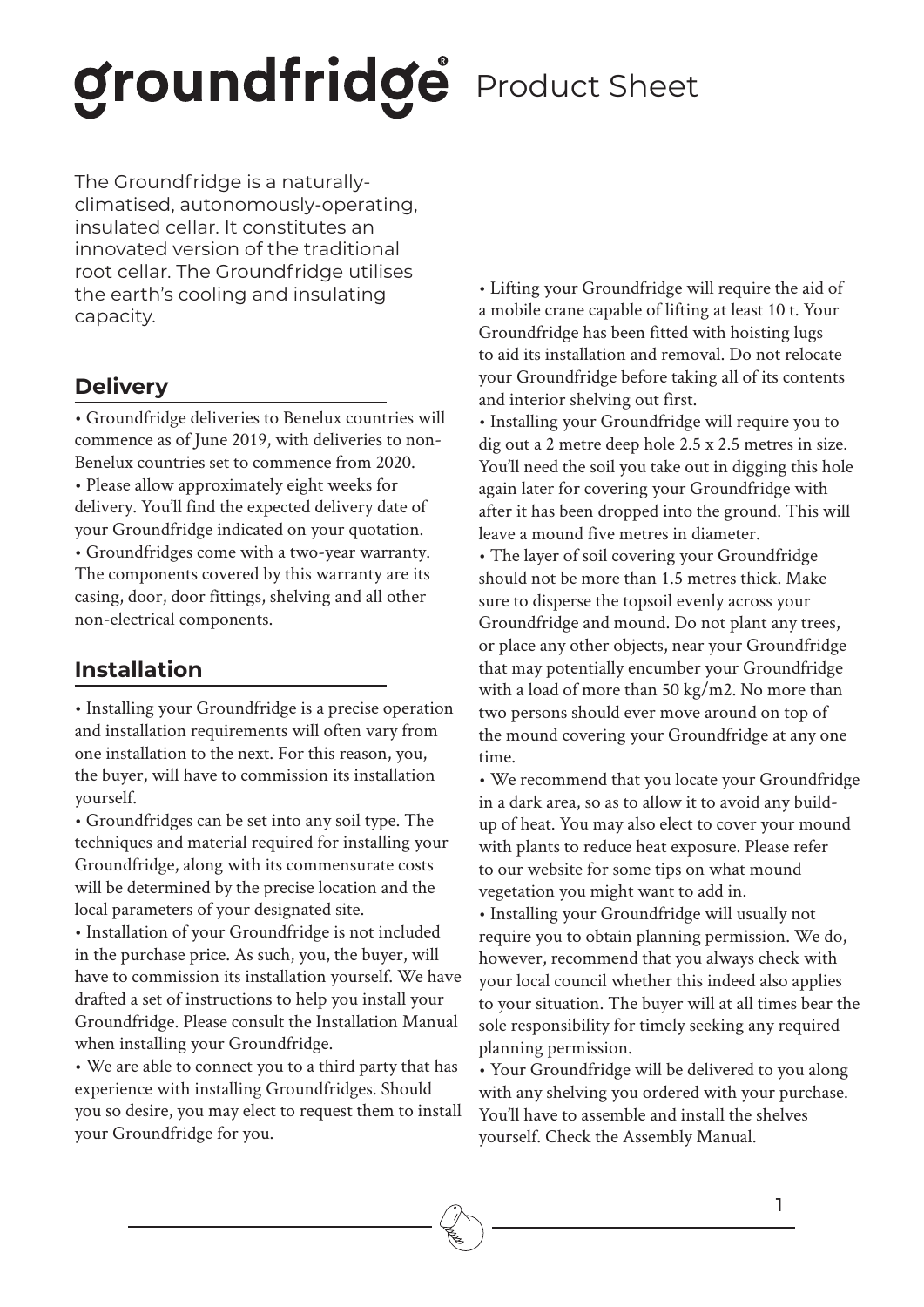# groundfridge® Product Sheet

The Groundfridge is a naturally-climatised, autonomously-operating, insulated cellar. It constitutes an innovated version of the traditional root cellar. The Groundfridge utilises the earth's cooling and insulating capacity.

## Delivery

- Groundfridge deliveries to Benelux countries will commence as of June 2019, with deliveries to non-Benelux countries set to commence from 2020.
- Please allow approximately eight weeks for delivery. You'll find the expected delivery date of your Groundfridge indicated on your quotation.
- Groundfridges come with a two-year warranty. The components covered by this warranty are its casing, door, door fittings, shelving and all other non-electrical components.

## Installation

- Installing your Groundfridge is a precise operation and installation requirements will often vary from one installation to the next. For this reason, you, the buyer, will have to commission its installation yourself.
- Groundfridges can be set into any soil type. The techniques and material required for installing your Groundfridge, along with its commensurate costs will be determined by the precise location and the local parameters of your designated site.
- Installation of your Groundfridge is not included in the purchase price. As such, you, the buyer, will have to commission its installation yourself. We have drafted a set of instructions to help you install your Groundfridge. Please consult the Installation Manual when installing your Groundfridge.
- We are able to connect you to a third party that has experience with installing Groundfridges. Should you so desire, you may elect to request them to install your Groundfridge for you.
- Lifting your Groundfridge will require the aid of a mobile crane capable of lifting at least 10 t. Your Groundfridge has been fitted with hoisting lugs to aid its installation and removal. Do not relocate your Groundfridge before taking all of its contents and interior shelving out first.
- Installing your Groundfridge will require you to dig out a 2 metre deep hole 2.5 x 2.5 metres in size. You'll need the soil you take out in digging this hole again later for covering your Groundfridge with after it has been dropped into the ground. This will leave a mound five metres in diameter.
- The layer of soil covering your Groundfridge should not be more than 1.5 metres thick. Make sure to disperse the topsoil evenly across your Groundfridge and mound. Do not plant any trees, or place any other objects, near your Groundfridge that may potentially encumber your Groundfridge with a load of more than 50 kg/m2. No more than two persons should ever move around on top of the mound covering your Groundfridge at any one time.
- We recommend that you locate your Groundfridge in a dark area, so as to allow it to avoid any build-up of heat. You may also elect to cover your mound with plants to reduce heat exposure. Please refer to our website for some tips on what mound vegetation you might want to add in.
- Installing your Groundfridge will usually not require you to obtain planning permission. We do, however, recommend that you always check with your local council whether this indeed also applies to your situation. The buyer will at all times bear the sole responsibility for timely seeking any required planning permission.
- Your Groundfridge will be delivered to you along with any shelving you ordered with your purchase. You'll have to assemble and install the shelves yourself. Check the Assembly Manual.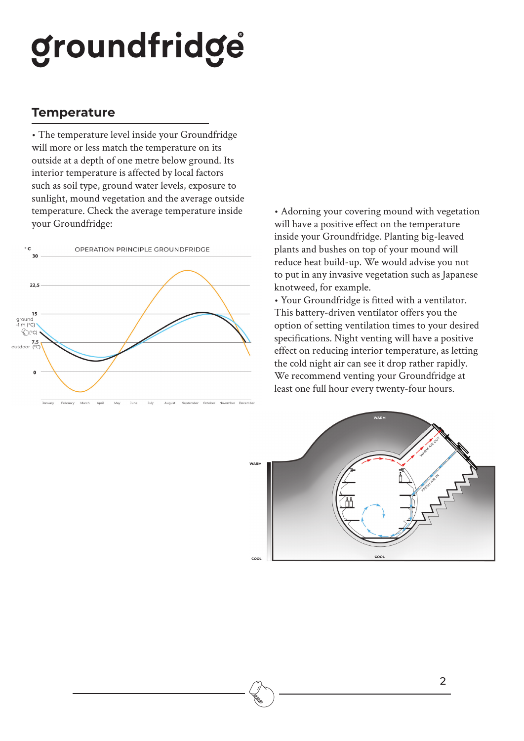# groundfridge

## Temperature

• The temperature level inside your Groundfridge will more or less match the temperature on its outside at a depth of one metre below ground. Its interior temperature is affected by local factors such as soil type, ground water levels, exposure to sunlight, mound vegetation and the average outside temperature. Check the average temperature inside your Groundfridge:

• Adorning your covering mound with vegetation will have a positive effect on the temperature inside your Groundfridge. Planting big-leaved plants and bushes on top of your mound will reduce heat build-up. We would advise you not to put in any invasive vegetation such as Japanese knotweed, for example.

• Your Groundfridge is fitted with a ventilator. This battery-driven ventilator offers you the option of setting ventilation times to your desired specifications. Night venting will have a positive effect on reducing interior temperature, as letting the cold night air can see it drop rather rapidly. We recommend venting your Groundfridge at least one full hour every twenty-four hours.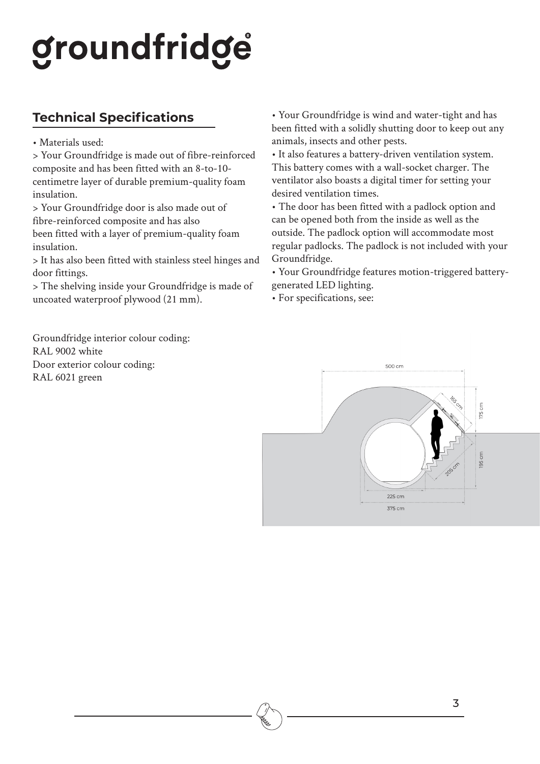# groundfridge®

## Technical Specifications

• Materials used:

> Your Groundfridge is made out of fibre-reinforced composite and has been fitted with an 8-to-10-centimetre layer of durable premium-quality foam insulation.

> Your Groundfridge door is also made out of fibre-reinforced composite and has also been fitted with a layer of premium-quality foam insulation.

> It has also been fitted with stainless steel hinges and door fittings.

> The shelving inside your Groundfridge is made of uncoated waterproof plywood (21 mm).

Groundfridge interior colour coding:
RAL 9002 white
Door exterior colour coding:
RAL 6021 green

• Your Groundfridge is wind and water-tight and has been fitted with a solidly shutting door to keep out any animals, insects and other pests.

• It also features a battery-driven ventilation system. This battery comes with a wall-socket charger. The ventilator also boasts a digital timer for setting your desired ventilation times.

• The door has been fitted with a padlock option and can be opened both from the inside as well as the outside. The padlock option will accommodate most regular padlocks. The padlock is not included with your Groundfridge.

• Your Groundfridge features motion-triggered battery-generated LED lighting.

• For specifications, see:

500 cm
165 cm
175 cm
195 cm
205 cm
225 cm
375 cm